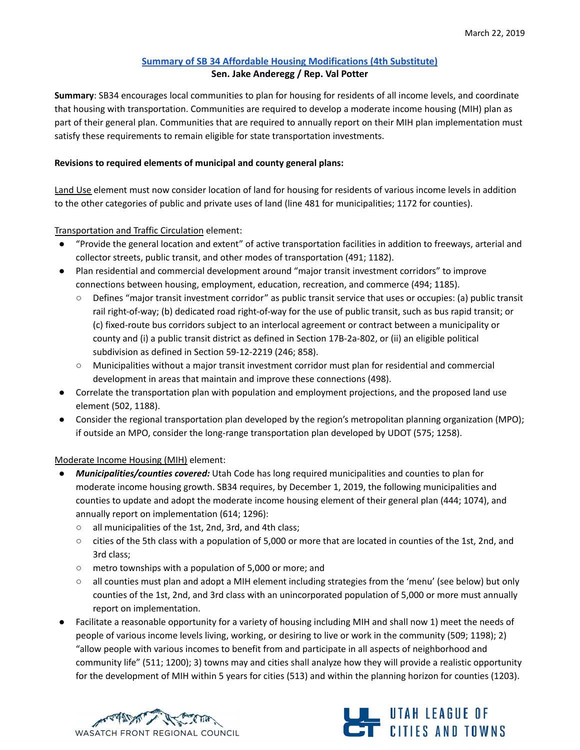March 22, 2019

# Summary of SB 34 Affordable Housing Modifications (4th Substitute)

**Sen. Jake Anderegg / Rep. Val Potter**

**Summary**: SB34 encourages local communities to plan for housing for residents of all income levels, and coordinate that housing with transportation. Communities are required to develop a moderate income housing (MIH) plan as part of their general plan. Communities that are required to annually report on their MIH plan implementation must satisfy these requirements to remain eligible for state transportation investments.

**Revisions to required elements of municipal and county general plans:**

Land Use element must now consider location of land for housing for residents of various income levels in addition to the other categories of public and private uses of land (line 481 for municipalities; 1172 for counties).

Transportation and Traffic Circulation element:

- "Provide the general location and extent" of active transportation facilities in addition to freeways, arterial and collector streets, public transit, and other modes of transportation (491; 1182).
- Plan residential and commercial development around "major transit investment corridors" to improve connections between housing, employment, education, recreation, and commerce (494; 1185).
  - Defines "major transit investment corridor" as public transit service that uses or occupies: (a) public transit rail right-of-way; (b) dedicated road right-of-way for the use of public transit, such as bus rapid transit; or (c) fixed-route bus corridors subject to an interlocal agreement or contract between a municipality or county and (i) a public transit district as defined in Section 17B-2a-802, or (ii) an eligible political subdivision as defined in Section 59-12-2219 (246; 858).
  - Municipalities without a major transit investment corridor must plan for residential and commercial development in areas that maintain and improve these connections (498).
- Correlate the transportation plan with population and employment projections, and the proposed land use element (502, 1188).
- Consider the regional transportation plan developed by the region's metropolitan planning organization (MPO); if outside an MPO, consider the long-range transportation plan developed by UDOT (575; 1258).

Moderate Income Housing (MIH) element:

- ***Municipalities/counties covered:*** Utah Code has long required municipalities and counties to plan for moderate income housing growth. SB34 requires, by December 1, 2019, the following municipalities and counties to update and adopt the moderate income housing element of their general plan (444; 1074), and annually report on implementation (614; 1296):
  - all municipalities of the 1st, 2nd, 3rd, and 4th class;
  - cities of the 5th class with a population of 5,000 or more that are located in counties of the 1st, 2nd, and 3rd class;
  - metro townships with a population of 5,000 or more; and
  - all counties must plan and adopt a MIH element including strategies from the 'menu' (see below) but only counties of the 1st, 2nd, and 3rd class with an unincorporated population of 5,000 or more must annually report on implementation.
- Facilitate a reasonable opportunity for a variety of housing including MIH and shall now 1) meet the needs of people of various income levels living, working, or desiring to live or work in the community (509; 1198); 2) "allow people with various incomes to benefit from and participate in all aspects of neighborhood and community life" (511; 1200); 3) towns may and cities shall analyze how they will provide a realistic opportunity for the development of MIH within 5 years for cities (513) and within the planning horizon for counties (1203).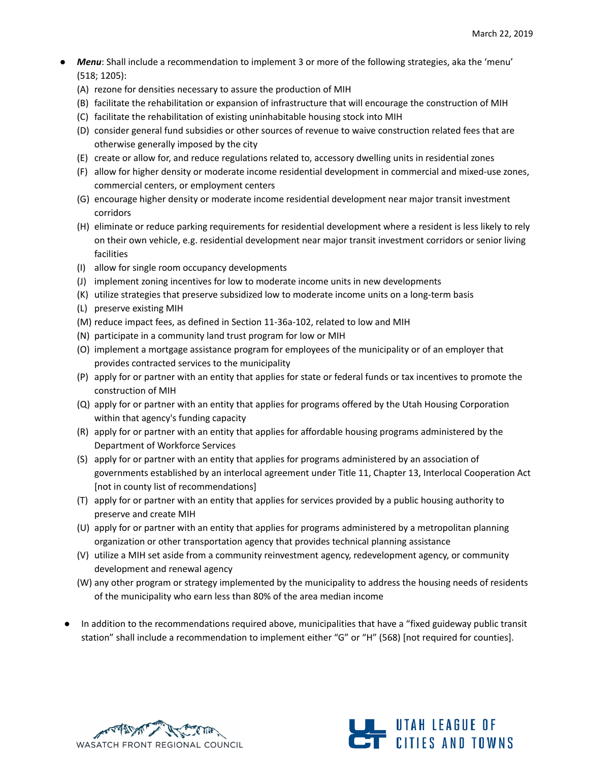- ***Menu***: Shall include a recommendation to implement 3 or more of the following strategies, aka the 'menu' (518; 1205):
  - (A) rezone for densities necessary to assure the production of MIH
  - (B) facilitate the rehabilitation or expansion of infrastructure that will encourage the construction of MIH
  - (C) facilitate the rehabilitation of existing uninhabitable housing stock into MIH
  - (D) consider general fund subsidies or other sources of revenue to waive construction related fees that are otherwise generally imposed by the city
  - (E) create or allow for, and reduce regulations related to, accessory dwelling units in residential zones
  - (F) allow for higher density or moderate income residential development in commercial and mixed-use zones, commercial centers, or employment centers
  - (G) encourage higher density or moderate income residential development near major transit investment corridors
  - (H) eliminate or reduce parking requirements for residential development where a resident is less likely to rely on their own vehicle, e.g. residential development near major transit investment corridors or senior living facilities
  - (I) allow for single room occupancy developments
  - (J) implement zoning incentives for low to moderate income units in new developments
  - (K) utilize strategies that preserve subsidized low to moderate income units on a long-term basis
  - (L) preserve existing MIH
  - (M) reduce impact fees, as defined in Section 11-36a-102, related to low and MIH
  - (N) participate in a community land trust program for low or MIH
  - (O) implement a mortgage assistance program for employees of the municipality or of an employer that provides contracted services to the municipality
  - (P) apply for or partner with an entity that applies for state or federal funds or tax incentives to promote the construction of MIH
  - (Q) apply for or partner with an entity that applies for programs offered by the Utah Housing Corporation within that agency's funding capacity
  - (R) apply for or partner with an entity that applies for affordable housing programs administered by the Department of Workforce Services
  - (S) apply for or partner with an entity that applies for programs administered by an association of governments established by an interlocal agreement under Title 11, Chapter 13, Interlocal Cooperation Act [not in county list of recommendations]
  - (T) apply for or partner with an entity that applies for services provided by a public housing authority to preserve and create MIH
  - (U) apply for or partner with an entity that applies for programs administered by a metropolitan planning organization or other transportation agency that provides technical planning assistance
  - (V) utilize a MIH set aside from a community reinvestment agency, redevelopment agency, or community development and renewal agency
  - (W) any other program or strategy implemented by the municipality to address the housing needs of residents of the municipality who earn less than 80% of the area median income

- In addition to the recommendations required above, municipalities that have a "fixed guideway public transit station" shall include a recommendation to implement either "G" or "H" (568) [not required for counties].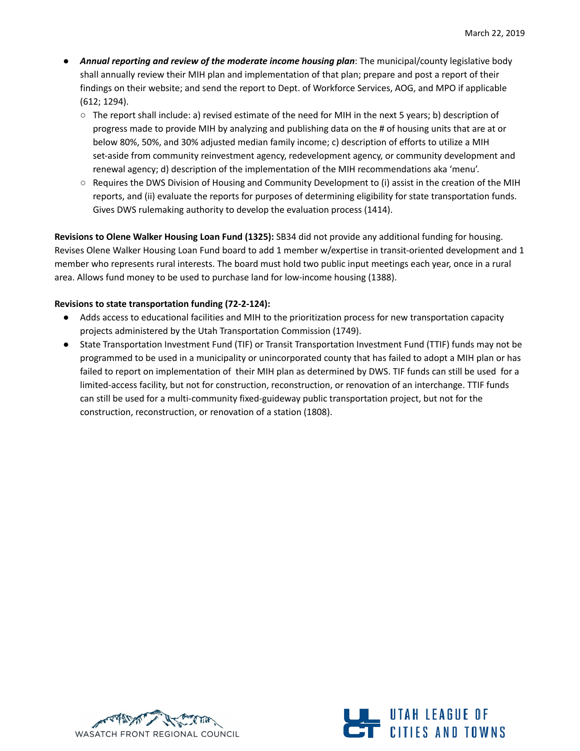- ***Annual reporting and review of the moderate income housing plan***: The municipal/county legislative body shall annually review their MIH plan and implementation of that plan; prepare and post a report of their findings on their website; and send the report to Dept. of Workforce Services, AOG, and MPO if applicable (612; 1294).
  - The report shall include: a) revised estimate of the need for MIH in the next 5 years; b) description of progress made to provide MIH by analyzing and publishing data on the # of housing units that are at or below 80%, 50%, and 30% adjusted median family income; c) description of efforts to utilize a MIH set-aside from community reinvestment agency, redevelopment agency, or community development and renewal agency; d) description of the implementation of the MIH recommendations aka 'menu'.
  - Requires the DWS Division of Housing and Community Development to (i) assist in the creation of the MIH reports, and (ii) evaluate the reports for purposes of determining eligibility for state transportation funds. Gives DWS rulemaking authority to develop the evaluation process (1414).

**Revisions to Olene Walker Housing Loan Fund (1325):** SB34 did not provide any additional funding for housing. Revises Olene Walker Housing Loan Fund board to add 1 member w/expertise in transit-oriented development and 1 member who represents rural interests. The board must hold two public input meetings each year, once in a rural area. Allows fund money to be used to purchase land for low-income housing (1388).

**Revisions to state transportation funding (72-2-124):**

- Adds access to educational facilities and MIH to the prioritization process for new transportation capacity projects administered by the Utah Transportation Commission (1749).
- State Transportation Investment Fund (TIF) or Transit Transportation Investment Fund (TTIF) funds may not be programmed to be used in a municipality or unincorporated county that has failed to adopt a MIH plan or has failed to report on implementation of their MIH plan as determined by DWS. TIF funds can still be used for a limited-access facility, but not for construction, reconstruction, or renovation of an interchange. TTIF funds can still be used for a multi-community fixed-guideway public transportation project, but not for the construction, reconstruction, or renovation of a station (1808).